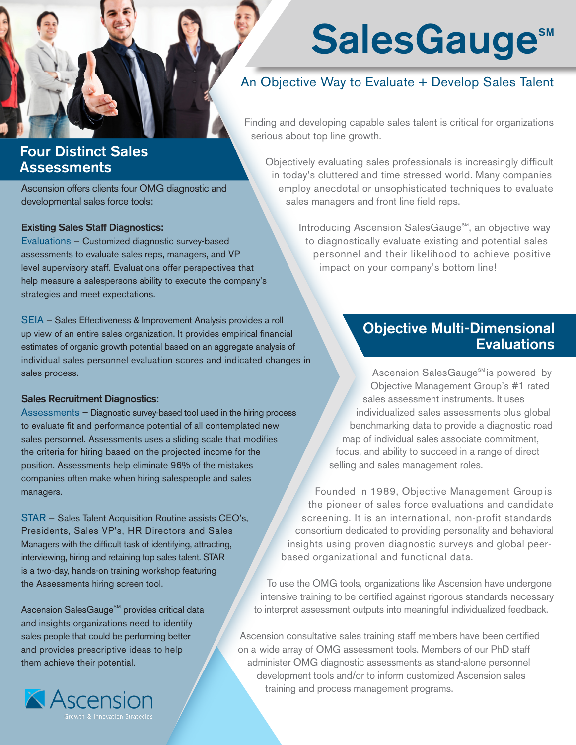# SalesGauge℠

## An Objective Way to Evaluate + Develop Sales Talent

Finding and developing capable sales talent is critical for organizations serious about top line growth.

Objectively evaluating sales professionals is increasingly difficult in today's cluttered and time stressed world. Many companies employ anecdotal or unsophisticated techniques to evaluate sales managers and front line field reps.

Introducing Ascension SalesGauge℠, an objective way to diagnostically evaluate existing and potential sales personnel and their likelihood to achieve positive impact on your company's bottom line!

## Four Distinct Sales Assessments

Ascension offers clients four OMG diagnostic and developmental sales force tools:

**Existing Sales Staff Diagnostics:**

Evaluations – Customized diagnostic survey-based assessments to evaluate sales reps, managers, and VP level supervisory staff. Evaluations offer perspectives that help measure a salespersons ability to execute the company's strategies and meet expectations.

SEIA – Sales Effectiveness & Improvement Analysis provides a roll up view of an entire sales organization. It provides empirical financial estimates of organic growth potential based on an aggregate analysis of individual sales personnel evaluation scores and indicated changes in sales process.

**Sales Recruitment Diagnostics:**

Assessments – Diagnostic survey-based tool used in the hiring process to evaluate fit and performance potential of all contemplated new sales personnel. Assessments uses a sliding scale that modifies the criteria for hiring based on the projected income for the position. Assessments help eliminate 96% of the mistakes companies often make when hiring salespeople and sales managers.

STAR – Sales Talent Acquisition Routine assists CEO's, Presidents, Sales VP's, HR Directors and Sales Managers with the difficult task of identifying, attracting, interviewing, hiring and retaining top sales talent. STAR is a two-day, hands-on training workshop featuring the Assessments hiring screen tool.

Ascension SalesGauge℠ provides critical data and insights organizations need to identify sales people that could be performing better and provides prescriptive ideas to help them achieve their potential.

## Objective Multi-Dimensional Evaluations

Ascension SalesGauge℠ is powered by Objective Management Group's #1 rated sales assessment instruments. It uses individualized sales assessments plus global benchmarking data to provide a diagnostic road map of individual sales associate commitment, focus, and ability to succeed in a range of direct selling and sales management roles.

Founded in 1989, Objective Management Group is the pioneer of sales force evaluations and candidate screening. It is an international, non-profit standards consortium dedicated to providing personality and behavioral insights using proven diagnostic surveys and global peer-based organizational and functional data.

To use the OMG tools, organizations like Ascension have undergone intensive training to be certified against rigorous standards necessary to interpret assessment outputs into meaningful individualized feedback.

Ascension consultative sales training staff members have been certified on a wide array of OMG assessment tools. Members of our PhD staff administer OMG diagnostic assessments as stand-alone personnel development tools and/or to inform customized Ascension sales training and process management programs.

Ascension
Growth & Innovation Strategies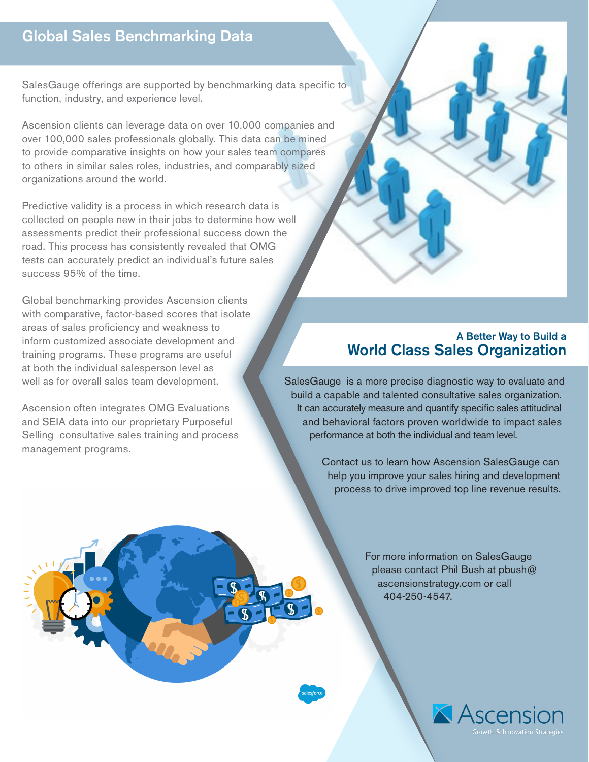## Global Sales Benchmarking Data

SalesGauge offerings are supported by benchmarking data specific to function, industry, and experience level.

Ascension clients can leverage data on over 10,000 companies and over 100,000 sales professionals globally. This data can be mined to provide comparative insights on how your sales team compares to others in similar sales roles, industries, and comparably sized organizations around the world.

Predictive validity is a process in which research data is collected on people new in their jobs to determine how well assessments predict their professional success down the road. This process has consistently revealed that OMG tests can accurately predict an individual's future sales success 95% of the time.

Global benchmarking provides Ascension clients with comparative, factor-based scores that isolate areas of sales proficiency and weakness to inform customized associate development and training programs. These programs are useful at both the individual salesperson level as well as for overall sales team development.

Ascension often integrates OMG Evaluations and SEIA data into our proprietary Purposeful Selling consultative sales training and process management programs.

### A Better Way to Build a
## World Class Sales Organization

SalesGauge is a more precise diagnostic way to evaluate and build a capable and talented consultative sales organization. It can accurately measure and quantify specific sales attitudinal and behavioral factors proven worldwide to impact sales performance at both the individual and team level.

Contact us to learn how Ascension SalesGauge can help you improve your sales hiring and development process to drive improved top line revenue results.

For more information on SalesGauge please contact Phil Bush at pbush@ascensionstrategy.com or call 404-250-4547.

Ascension
Growth & Innovation Strategies